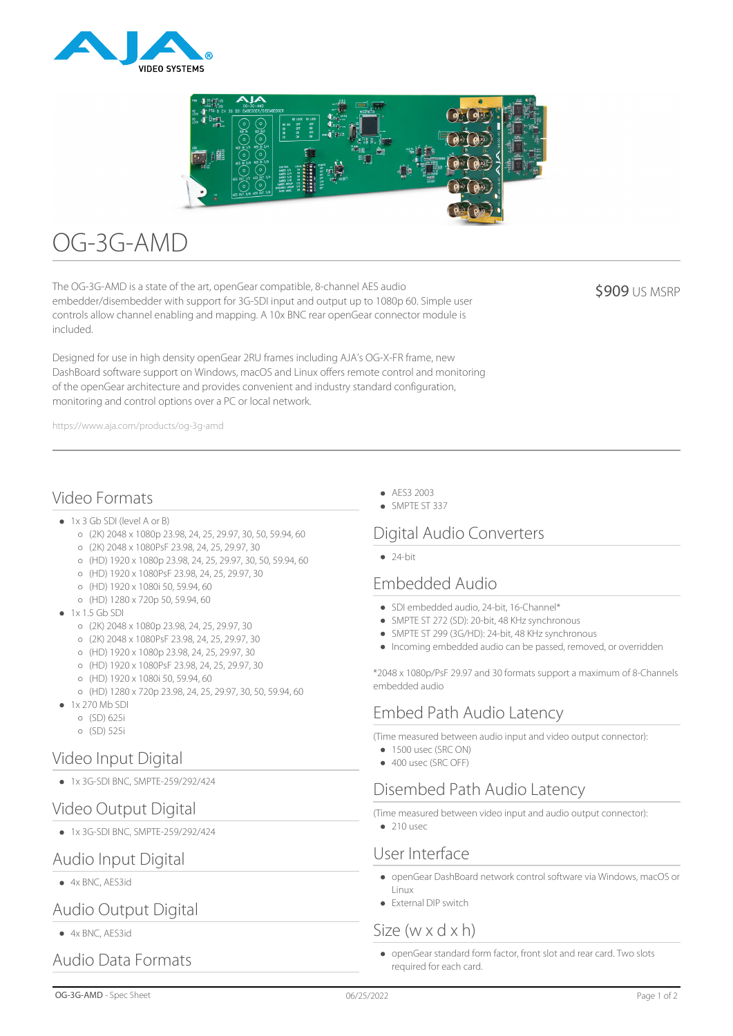# OG-3G-AMD

The OG-3G-AMD is a state of the art, openGear compatible, 8-channel AES audio embedder/disembedder with support for 3G-SDI input and output up to 1080p 60. Simple user controls allow channel enabling and mapping. A 10x BNC rear openGear connector module is included.

$909 US MSRP

Designed for use in high density openGear 2RU frames including AJA's OG-X-FR frame, new DashBoard software support on Windows, macOS and Linux offers remote control and monitoring of the openGear architecture and provides convenient and industry standard configuration, monitoring and control options over a PC or local network.

https://www.aja.com/products/og-3g-amd

## Video Formats

- 1x 3 Gb SDI (level A or B)
  - (2K) 2048 x 1080p 23.98, 24, 25, 29.97, 30, 50, 59.94, 60
  - (2K) 2048 x 1080PsF 23.98, 24, 25, 29.97, 30
  - (HD) 1920 x 1080p 23.98, 24, 25, 29.97, 30, 50, 59.94, 60
  - (HD) 1920 x 1080PsF 23.98, 24, 25, 29.97, 30
  - (HD) 1920 x 1080i 50, 59.94, 60
  - (HD) 1280 x 720p 50, 59.94, 60
- 1x 1.5 Gb SDI
  - (2K) 2048 x 1080p 23.98, 24, 25, 29.97, 30
  - (2K) 2048 x 1080PsF 23.98, 24, 25, 29.97, 30
  - (HD) 1920 x 1080p 23.98, 24, 25, 29.97, 30
  - (HD) 1920 x 1080PsF 23.98, 24, 25, 29.97, 30
  - (HD) 1920 x 1080i 50, 59.94, 60
  - (HD) 1280 x 720p 23.98, 24, 25, 29.97, 30, 50, 59.94, 60
- 1x 270 Mb SDI
  - (SD) 625i
  - (SD) 525i

## Video Input Digital

- 1x 3G-SDI BNC, SMPTE-259/292/424

## Video Output Digital

- 1x 3G-SDI BNC, SMPTE-259/292/424

## Audio Input Digital

- 4x BNC, AES3id

## Audio Output Digital

- 4x BNC, AES3id

## Audio Data Formats

- AES3 2003
- SMPTE ST 337

## Digital Audio Converters

- 24-bit

## Embedded Audio

- SDI embedded audio, 24-bit, 16-Channel*
- SMPTE ST 272 (SD): 20-bit, 48 KHz synchronous
- SMPTE ST 299 (3G/HD): 24-bit, 48 KHz synchronous
- Incoming embedded audio can be passed, removed, or overridden

*2048 x 1080p/PsF 29.97 and 30 formats support a maximum of 8-Channels embedded audio

## Embed Path Audio Latency

(Time measured between audio input and video output connector):

- 1500 usec (SRC ON)
- 400 usec (SRC OFF)

## Disembed Path Audio Latency

(Time measured between video input and audio output connector):

- 210 usec

## User Interface

- openGear DashBoard network control software via Windows, macOS or Linux
- External DIP switch

## Size (w x d x h)

- openGear standard form factor, front slot and rear card. Two slots required for each card.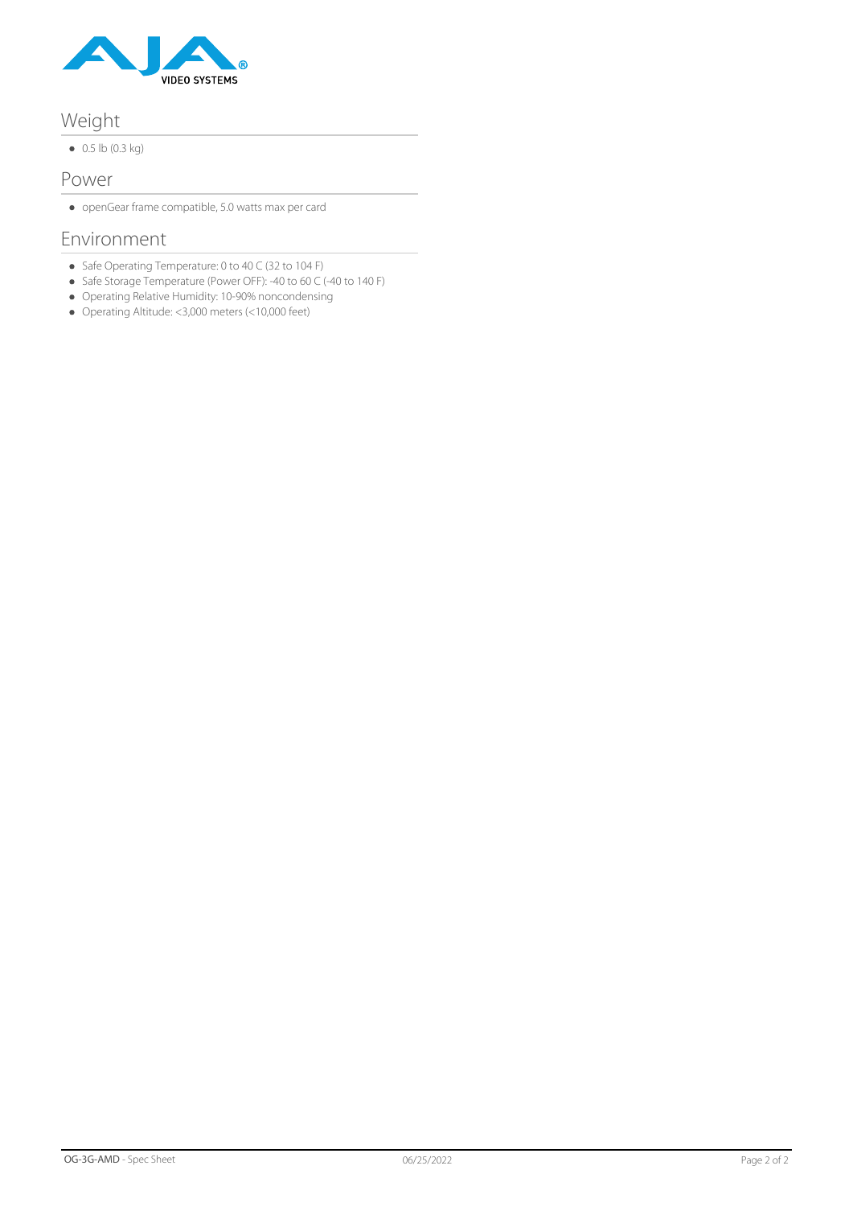## Weight

- 0.5 lb (0.3 kg)

## Power

- openGear frame compatible, 5.0 watts max per card

## Environment

- Safe Operating Temperature: 0 to 40 C (32 to 104 F)
- Safe Storage Temperature (Power OFF): -40 to 60 C (-40 to 140 F)
- Operating Relative Humidity: 10-90% noncondensing
- Operating Altitude: <3,000 meters (<10,000 feet)